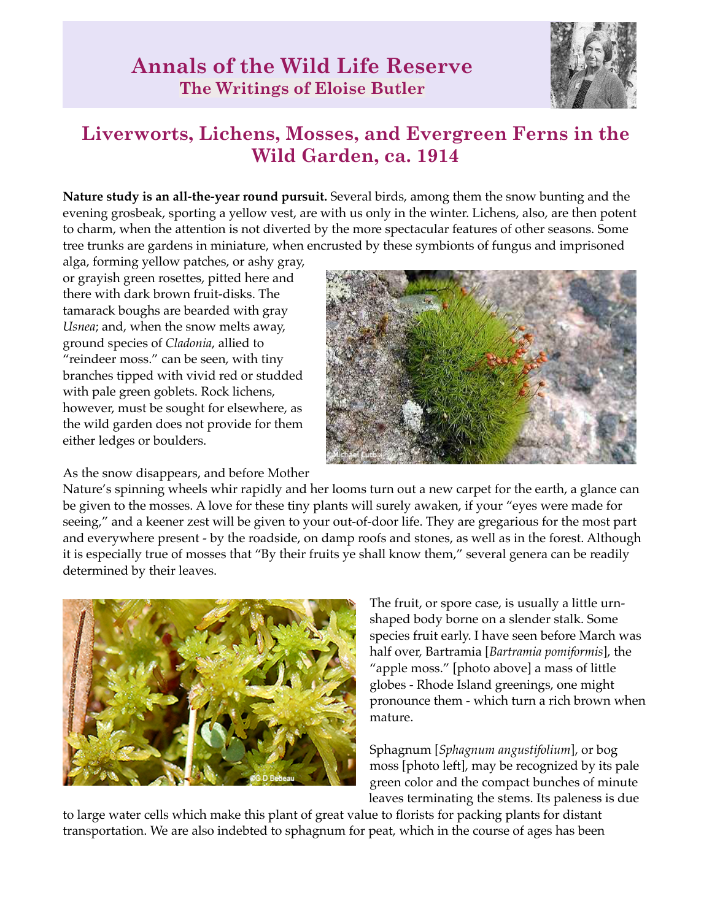# Annals of the Wild Life Reserve

## The Writings of Eloise Butler

## Liverworts, Lichens, Mosses, and Evergreen Ferns in the Wild Garden, ca. 1914

**Nature study is an all-the-year round pursuit.** Several birds, among them the snow bunting and the evening grosbeak, sporting a yellow vest, are with us only in the winter. Lichens, also, are then potent to charm, when the attention is not diverted by the more spectacular features of other seasons. Some tree trunks are gardens in miniature, when encrusted by these symbionts of fungus and imprisoned alga, forming yellow patches, or ashy gray, or grayish green rosettes, pitted here and there with dark brown fruit-disks. The tamarack boughs are bearded with gray *Usnea*; and, when the snow melts away, ground species of *Cladonia*, allied to "reindeer moss." can be seen, with tiny branches tipped with vivid red or studded with pale green goblets. Rock lichens, however, must be sought for elsewhere, as the wild garden does not provide for them either ledges or boulders.

As the snow disappears, and before Mother Nature's spinning wheels whir rapidly and her looms turn out a new carpet for the earth, a glance can be given to the mosses. A love for these tiny plants will surely awaken, if your "eyes were made for seeing," and a keener zest will be given to your out-of-door life. They are gregarious for the most part and everywhere present - by the roadside, on damp roofs and stones, as well as in the forest. Although it is especially true of mosses that "By their fruits ye shall know them," several genera can be readily determined by their leaves.

The fruit, or spore case, is usually a little urn-shaped body borne on a slender stalk. Some species fruit early. I have seen before March was half over, Bartramia [*Bartramia pomiformis*], the "apple moss." [photo above] a mass of little globes - Rhode Island greenings, one might pronounce them - which turn a rich brown when mature.

Sphagnum [*Sphagnum angustifolium*], or bog moss [photo left], may be recognized by its pale green color and the compact bunches of minute leaves terminating the stems. Its paleness is due to large water cells which make this plant of great value to florists for packing plants for distant transportation. We are also indebted to sphagnum for peat, which in the course of ages has been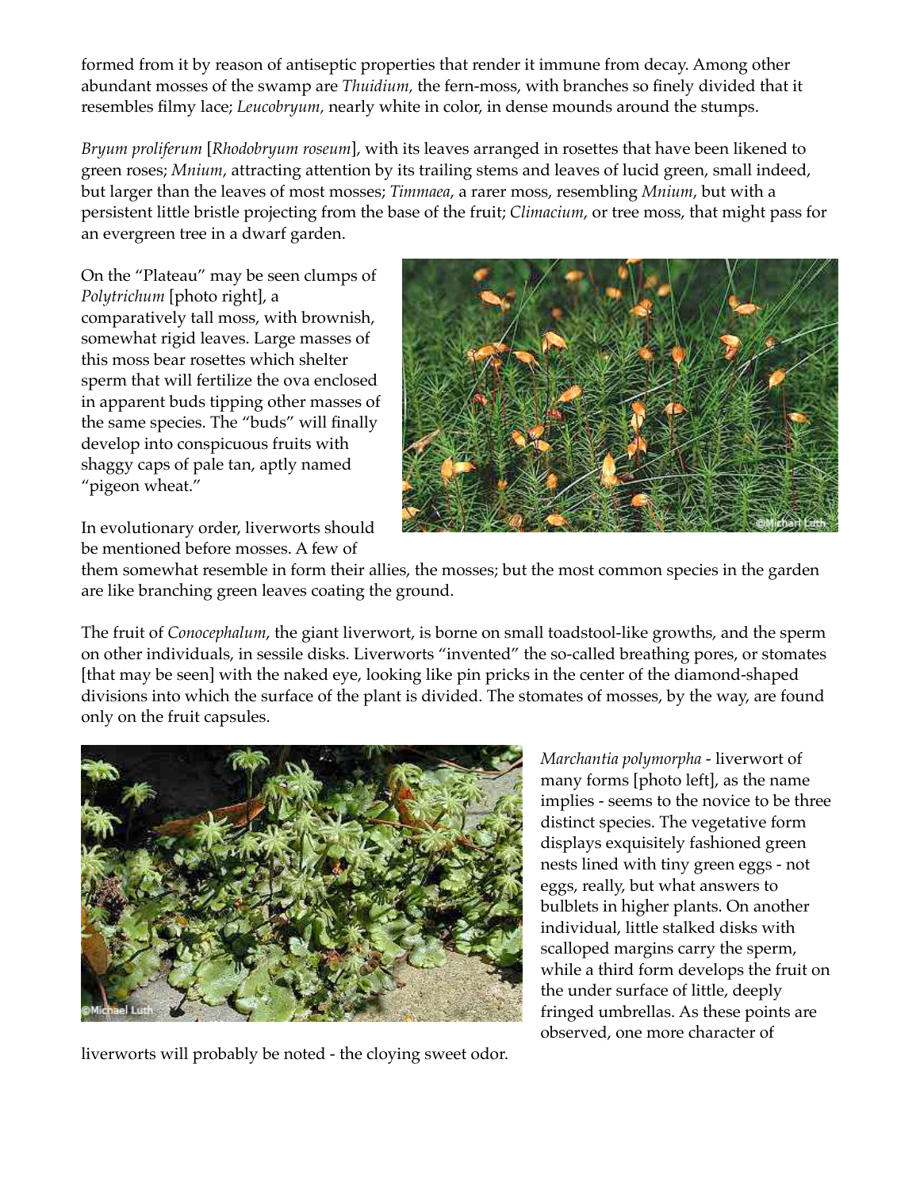formed from it by reason of antiseptic properties that render it immune from decay. Among other abundant mosses of the swamp are *Thuidium,* the fern-moss, with branches so finely divided that it resembles filmy lace; *Leucobryum,* nearly white in color, in dense mounds around the stumps.

*Bryum proliferum* [*Rhodobryum roseum*], with its leaves arranged in rosettes that have been likened to green roses; *Mnium*, attracting attention by its trailing stems and leaves of lucid green, small indeed, but larger than the leaves of most mosses; *Timmaea*, a rarer moss, resembling *Mnium*, but with a persistent little bristle projecting from the base of the fruit; *Climacium*, or tree moss, that might pass for an evergreen tree in a dwarf garden.

On the "Plateau" may be seen clumps of *Polytrichum* [photo right], a comparatively tall moss, with brownish, somewhat rigid leaves. Large masses of this moss bear rosettes which shelter sperm that will fertilize the ova enclosed in apparent buds tipping other masses of the same species. The "buds" will finally develop into conspicuous fruits with shaggy caps of pale tan, aptly named "pigeon wheat."

In evolutionary order, liverworts should be mentioned before mosses. A few of them somewhat resemble in form their allies, the mosses; but the most common species in the garden are like branching green leaves coating the ground.

The fruit of *Conocephalum*, the giant liverwort, is borne on small toadstool-like growths, and the sperm on other individuals, in sessile disks. Liverworts "invented" the so-called breathing pores, or stomates [that may be seen] with the naked eye, looking like pin pricks in the center of the diamond-shaped divisions into which the surface of the plant is divided. The stomates of mosses, by the way, are found only on the fruit capsules.

*Marchantia polymorpha* - liverwort of many forms [photo left], as the name implies - seems to the novice to be three distinct species. The vegetative form displays exquisitely fashioned green nests lined with tiny green eggs - not eggs, really, but what answers to bulblets in higher plants. On another individual, little stalked disks with scalloped margins carry the sperm, while a third form develops the fruit on the under surface of little, deeply fringed umbrellas. As these points are observed, one more character of liverworts will probably be noted - the cloying sweet odor.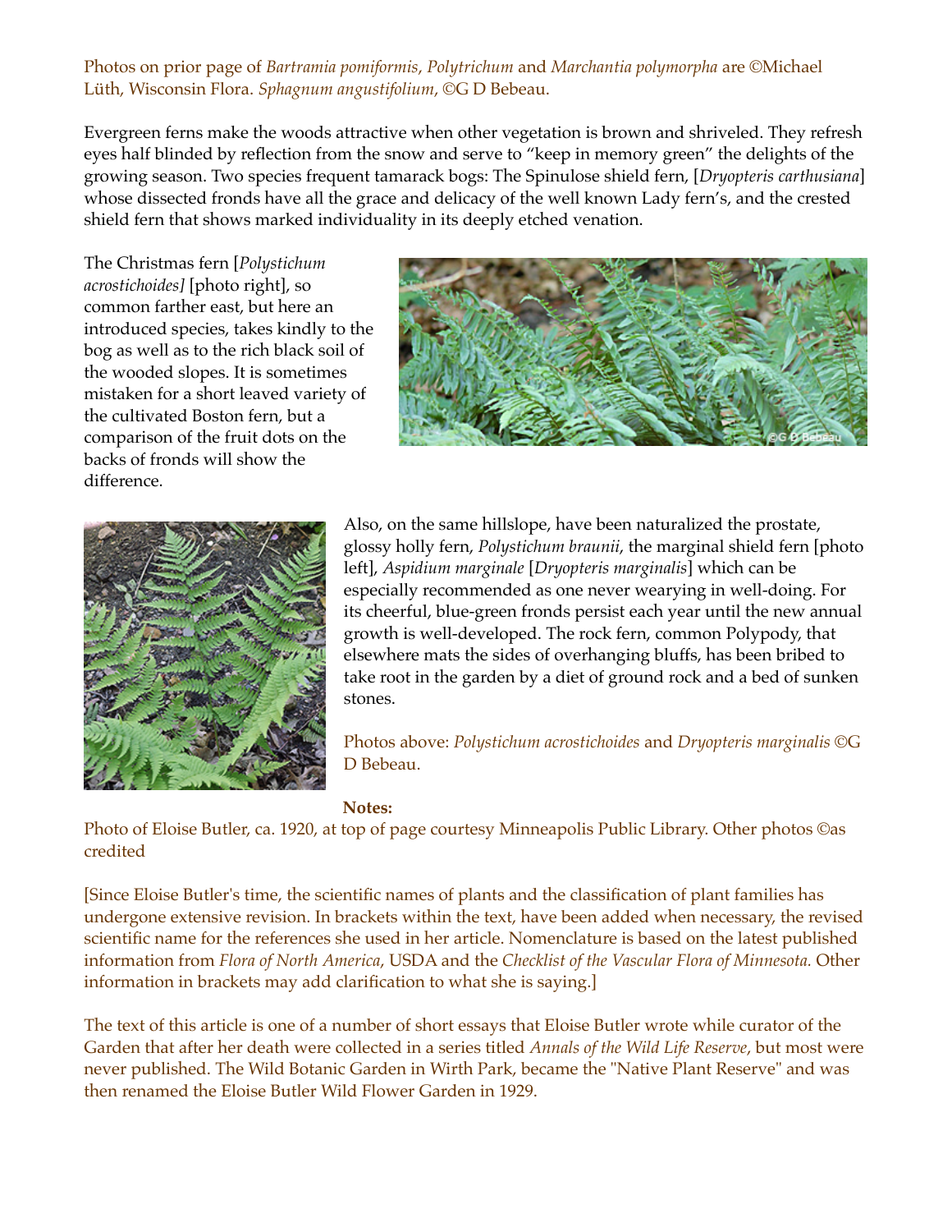Photos on prior page of *Bartramia pomiformis*, *Polytrichum* and *Marchantia polymorpha* are ©Michael Lüth, Wisconsin Flora. *Sphagnum angustifolium*, ©G D Bebeau.

Evergreen ferns make the woods attractive when other vegetation is brown and shriveled. They refresh eyes half blinded by reflection from the snow and serve to "keep in memory green" the delights of the growing season. Two species frequent tamarack bogs: The Spinulose shield fern, [*Dryopteris carthusiana*] whose dissected fronds have all the grace and delicacy of the well known Lady fern's, and the crested shield fern that shows marked individuality in its deeply etched venation.

The Christmas fern [*Polystichum acrostichoides]* [photo right], so common farther east, but here an introduced species, takes kindly to the bog as well as to the rich black soil of the wooded slopes. It is sometimes mistaken for a short leaved variety of the cultivated Boston fern, but a comparison of the fruit dots on the backs of fronds will show the difference.

Also, on the same hillslope, have been naturalized the prostate, glossy holly fern, *Polystichum braunii*, the marginal shield fern [photo left], *Aspidium marginale* [*Dryopteris marginalis*] which can be especially recommended as one never wearying in well-doing. For its cheerful, blue-green fronds persist each year until the new annual growth is well-developed. The rock fern, common Polypody, that elsewhere mats the sides of overhanging bluffs, has been bribed to take root in the garden by a diet of ground rock and a bed of sunken stones.

Photos above: *Polystichum acrostichoides* and *Dryopteris marginalis* ©G D Bebeau.

**Notes:**

Photo of Eloise Butler, ca. 1920, at top of page courtesy Minneapolis Public Library. Other photos ©as credited

[Since Eloise Butler's time, the scientific names of plants and the classification of plant families has undergone extensive revision. In brackets within the text, have been added when necessary, the revised scientific name for the references she used in her article. Nomenclature is based on the latest published information from *Flora of North America*, USDA and the *Checklist of the Vascular Flora of Minnesota.* Other information in brackets may add clarification to what she is saying.]

The text of this article is one of a number of short essays that Eloise Butler wrote while curator of the Garden that after her death were collected in a series titled *Annals of the Wild Life Reserve*, but most were never published. The Wild Botanic Garden in Wirth Park, became the "Native Plant Reserve" and was then renamed the Eloise Butler Wild Flower Garden in 1929.